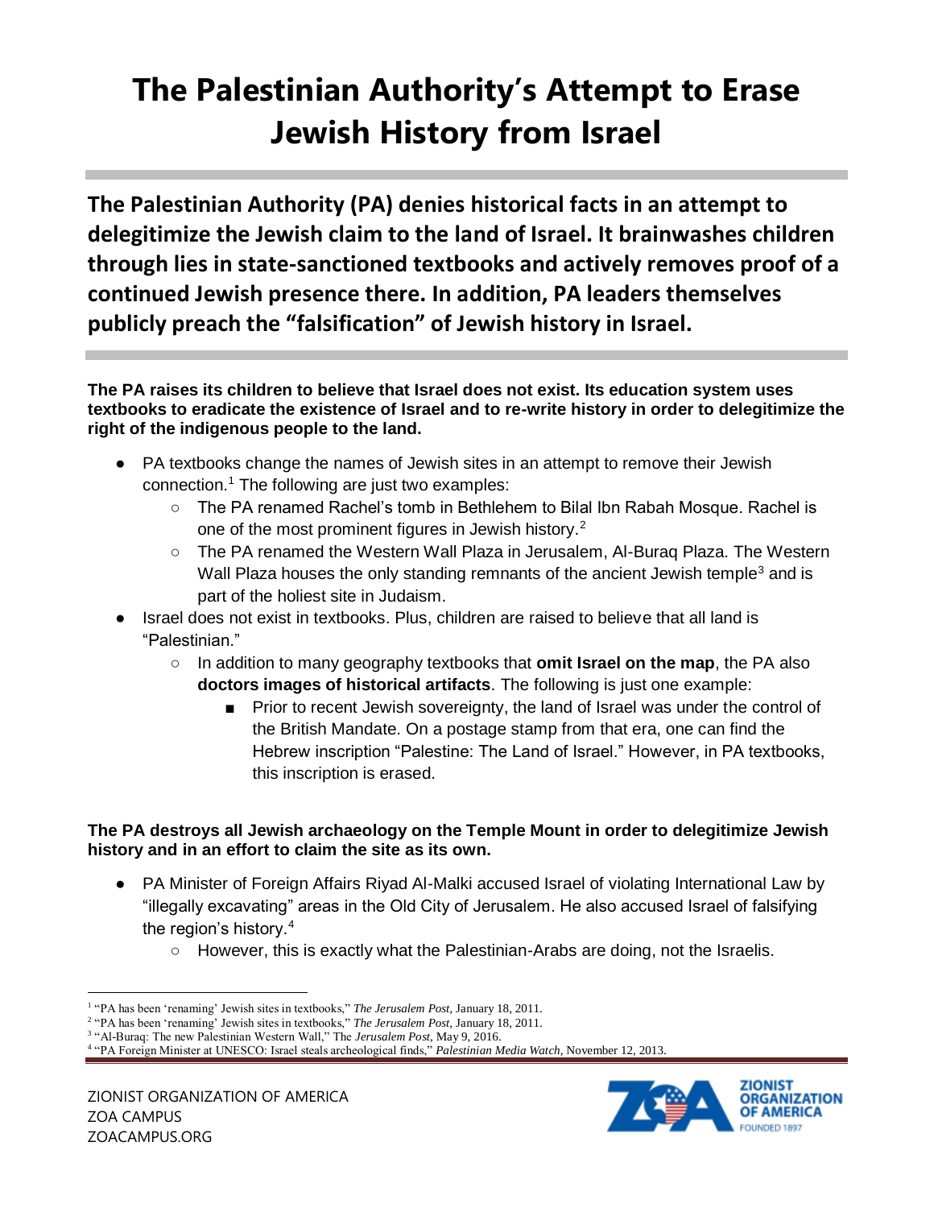# The Palestinian Authority's Attempt to Erase Jewish History from Israel

**The Palestinian Authority (PA) denies historical facts in an attempt to delegitimize the Jewish claim to the land of Israel. It brainwashes children through lies in state-sanctioned textbooks and actively removes proof of a continued Jewish presence there. In addition, PA leaders themselves publicly preach the "falsification" of Jewish history in Israel.**

**The PA raises its children to believe that Israel does not exist. Its education system uses textbooks to eradicate the existence of Israel and to re-write history in order to delegitimize the right of the indigenous people to the land.**

- PA textbooks change the names of Jewish sites in an attempt to remove their Jewish connection.[1] The following are just two examples:
  - The PA renamed Rachel's tomb in Bethlehem to Bilal Ibn Rabah Mosque. Rachel is one of the most prominent figures in Jewish history.[2]
  - The PA renamed the Western Wall Plaza in Jerusalem, Al-Buraq Plaza. The Western Wall Plaza houses the only standing remnants of the ancient Jewish temple[3] and is part of the holiest site in Judaism.
- Israel does not exist in textbooks. Plus, children are raised to believe that all land is "Palestinian."
  - In addition to many geography textbooks that **omit Israel on the map**, the PA also **doctors images of historical artifacts**. The following is just one example:
    - Prior to recent Jewish sovereignty, the land of Israel was under the control of the British Mandate. On a postage stamp from that era, one can find the Hebrew inscription "Palestine: The Land of Israel." However, in PA textbooks, this inscription is erased.

**The PA destroys all Jewish archaeology on the Temple Mount in order to delegitimize Jewish history and in an effort to claim the site as its own.**

- PA Minister of Foreign Affairs Riyad Al-Malki accused Israel of violating International Law by "illegally excavating" areas in the Old City of Jerusalem. He also accused Israel of falsifying the region's history.[4]
  - However, this is exactly what the Palestinian-Arabs are doing, not the Israelis.

---

[1] "PA has been 'renaming' Jewish sites in textbooks," *The Jerusalem Post*, January 18, 2011.
[2] "PA has been 'renaming' Jewish sites in textbooks," *The Jerusalem Post*, January 18, 2011.
[3] "Al-Buraq: The new Palestinian Western Wall," The *Jerusalem Post*, May 9, 2016.
[4] "PA Foreign Minister at UNESCO: Israel steals archeological finds," *Palestinian Media Watch*, November 12, 2013.

ZIONIST ORGANIZATION OF AMERICA
ZOA CAMPUS
ZOACAMPUS.ORG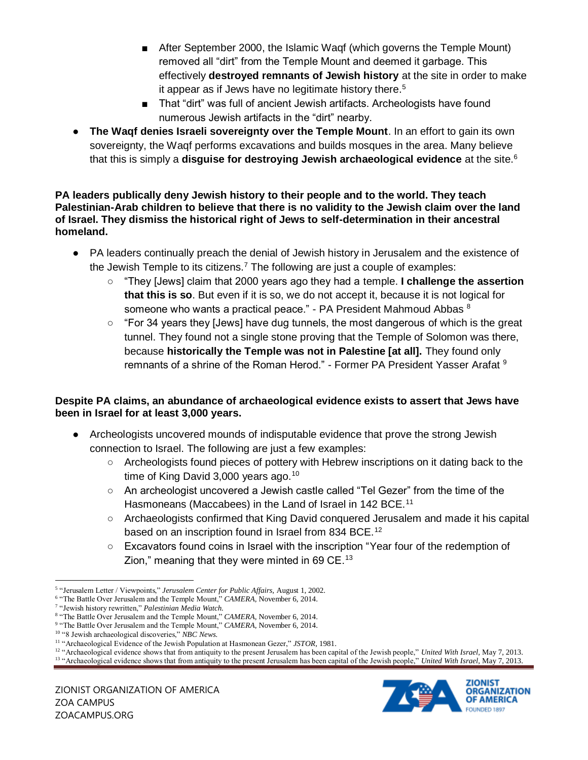- After September 2000, the Islamic Waqf (which governs the Temple Mount) removed all "dirt" from the Temple Mount and deemed it garbage. This effectively **destroyed remnants of Jewish history** at the site in order to make it appear as if Jews have no legitimate history there.[5]
- That "dirt" was full of ancient Jewish artifacts. Archeologists have found numerous Jewish artifacts in the "dirt" nearby.

- **The Waqf denies Israeli sovereignty over the Temple Mount**. In an effort to gain its own sovereignty, the Waqf performs excavations and builds mosques in the area. Many believe that this is simply a **disguise for destroying Jewish archaeological evidence** at the site.[6]

**PA leaders publically deny Jewish history to their people and to the world. They teach Palestinian-Arab children to believe that there is no validity to the Jewish claim over the land of Israel. They dismiss the historical right of Jews to self-determination in their ancestral homeland.**

- PA leaders continually preach the denial of Jewish history in Jerusalem and the existence of the Jewish Temple to its citizens.[7] The following are just a couple of examples:
    - "They [Jews] claim that 2000 years ago they had a temple. **I challenge the assertion that this is so**. But even if it is so, we do not accept it, because it is not logical for someone who wants a practical peace." - PA President Mahmoud Abbas [8]
    - "For 34 years they [Jews] have dug tunnels, the most dangerous of which is the great tunnel. They found not a single stone proving that the Temple of Solomon was there, because **historically the Temple was not in Palestine [at all].** They found only remnants of a shrine of the Roman Herod." - Former PA President Yasser Arafat [9]

**Despite PA claims, an abundance of archaeological evidence exists to assert that Jews have been in Israel for at least 3,000 years.**

- Archeologists uncovered mounds of indisputable evidence that prove the strong Jewish connection to Israel. The following are just a few examples:
    - Archeologists found pieces of pottery with Hebrew inscriptions on it dating back to the time of King David 3,000 years ago.[10]
    - An archeologist uncovered a Jewish castle called "Tel Gezer" from the time of the Hasmoneans (Maccabees) in the Land of Israel in 142 BCE.[11]
    - Archaeologists confirmed that King David conquered Jerusalem and made it his capital based on an inscription found in Israel from 834 BCE.[12]
    - Excavators found coins in Israel with the inscription "Year four of the redemption of Zion," meaning that they were minted in 69 CE.[13]

---

[5] "Jerusalem Letter / Viewpoints," *Jerusalem Center for Public Affairs,* August 1, 2002.
[6] "The Battle Over Jerusalem and the Temple Mount," *CAMERA,* November 6, 2014.
[7] "Jewish history rewritten," *Palestinian Media Watch.*
[8] "The Battle Over Jerusalem and the Temple Mount," *CAMERA,* November 6, 2014.
[9] "The Battle Over Jerusalem and the Temple Mount," *CAMERA,* November 6, 2014.
[10] "8 Jewish archaeological discoveries," *NBC News.*
[11] "Archaeological Evidence of the Jewish Population at Hasmonean Gezer," *JSTOR,* 1981.
[12] "Archaeological evidence shows that from antiquity to the present Jerusalem has been capital of the Jewish people," *United With Israel,* May 7, 2013.
[13] "Archaeological evidence shows that from antiquity to the present Jerusalem has been capital of the Jewish people," *United With Israel,* May 7, 2013.